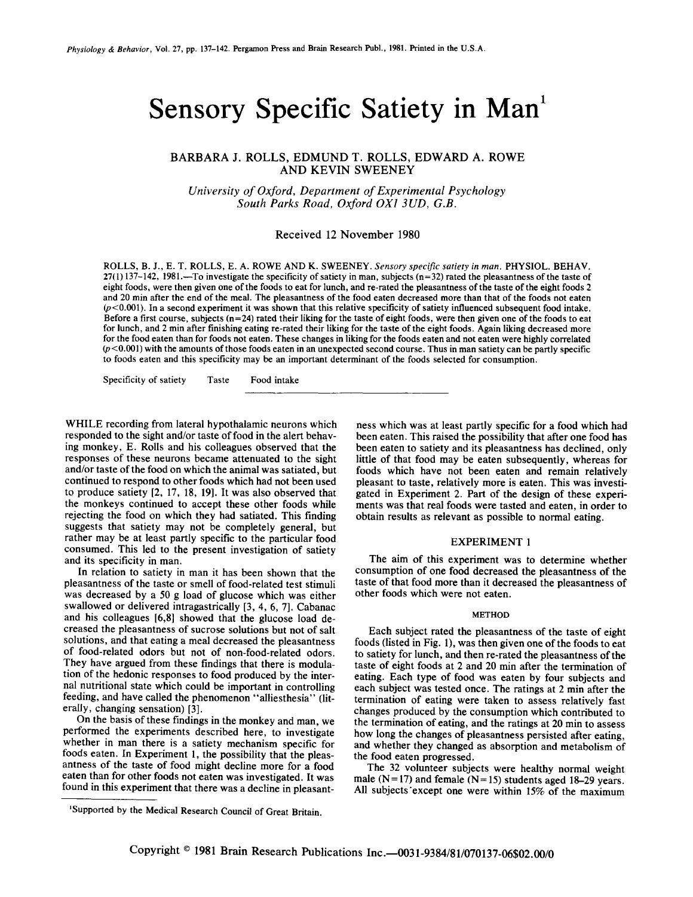# Sensory Specific Satiety in Man[1]

BARBARA J. ROLLS, EDMUND T. ROLLS, EDWARD A. ROWE AND KEVIN SWEENEY

*University of Oxford, Department of Experimental Psychology South Parks Road, Oxford OX1 3UD, G.B.*

Received 12 November 1980

ROLLS, B. J., E. T. ROLLS, E. A. ROWE AND K. SWEENEY. *Sensory specific satiety in man.* PHYSIOL. BEHAV. 27(1) 137–142, 1981.—To investigate the specificity of satiety in man, subjects (n=32) rated the pleasantness of the taste of eight foods, were then given one of the foods to eat for lunch, and re-rated the pleasantness of the taste of the eight foods 2 and 20 min after the end of the meal. The pleasantness of the food eaten decreased more than that of the foods not eaten ($p<0.001$). In a second experiment it was shown that this relative specificity of satiety influenced subsequent food intake. Before a first course, subjects (n=24) rated their liking for the taste of eight foods, were then given one of the foods to eat for lunch, and 2 min after finishing eating re-rated their liking for the taste of the eight foods. Again liking decreased more for the food eaten than for foods not eaten. These changes in liking for the foods eaten and not eaten were highly correlated ($p<0.001$) with the amounts of those foods eaten in an unexpected second course. Thus in man satiety can be partly specific to foods eaten and this specificity may be an important determinant of the foods selected for consumption.

Specificity of satiety  Taste  Food intake

WHILE recording from lateral hypothalamic neurons which responded to the sight and/or taste of food in the alert behaving monkey, E. Rolls and his colleagues observed that the responses of these neurons became attenuated to the sight and/or taste of the food on which the animal was satiated, but continued to respond to other foods which had not been used to produce satiety [2, 17, 18, 19]. It was also observed that the monkeys continued to accept these other foods while rejecting the food on which they had satiated. This finding suggests that satiety may not be completely general, but rather may be at least partly specific to the particular food consumed. This led to the present investigation of satiety and its specificity in man.

In relation to satiety in man it has been shown that the pleasantness of the taste or smell of food-related test stimuli was decreased by a 50 g load of glucose which was either swallowed or delivered intragastrically [3, 4, 6, 7]. Cabanac and his colleagues [6,8] showed that the glucose load decreased the pleasantness of sucrose solutions but not of salt solutions, and that eating a meal decreased the pleasantness of food-related odors but not of non-food-related odors. They have argued from these findings that there is modulation of the hedonic responses to food produced by the internal nutritional state which could be important in controlling feeding, and have called the phenomenon "alliesthesia" (literally, changing sensation) [3].

On the basis of these findings in the monkey and man, we performed the experiments described here, to investigate whether in man there is a satiety mechanism specific for foods eaten. In Experiment 1, the possibility that the pleasantness of the taste of food might decline more for a food eaten than for other foods not eaten was investigated. It was found in this experiment that there was a decline in pleasantness which was at least partly specific for a food which had been eaten. This raised the possibility that after one food has been eaten to satiety and its pleasantness has declined, only little of that food may be eaten subsequently, whereas for foods which have not been eaten and remain relatively pleasant to taste, relatively more is eaten. This was investigated in Experiment 2. Part of the design of these experiments was that real foods were tasted and eaten, in order to obtain results as relevant as possible to normal eating.

## EXPERIMENT 1

The aim of this experiment was to determine whether consumption of one food decreased the pleasantness of the taste of that food more than it decreased the pleasantness of other foods which were not eaten.

### METHOD

Each subject rated the pleasantness of the taste of eight foods (listed in Fig. 1), was then given one of the foods to eat to satiety for lunch, and then re-rated the pleasantness of the taste of eight foods at 2 and 20 min after the termination of eating. Each type of food was eaten by four subjects and each subject was tested once. The ratings at 2 min after the termination of eating were taken to assess relatively fast changes produced by the consumption which contributed to the termination of eating, and the ratings at 20 min to assess how long the changes of pleasantness persisted after eating, and whether they changed as absorption and metabolism of the food eaten progressed.

The 32 volunteer subjects were healthy normal weight male (N=17) and female (N=15) students aged 18–29 years. All subjects except one were within 15% of the maximum

[1]Supported by the Medical Research Council of Great Britain.

Copyright © 1981 Brain Research Publications Inc.—0031-9384/81/070137-06$02.00/0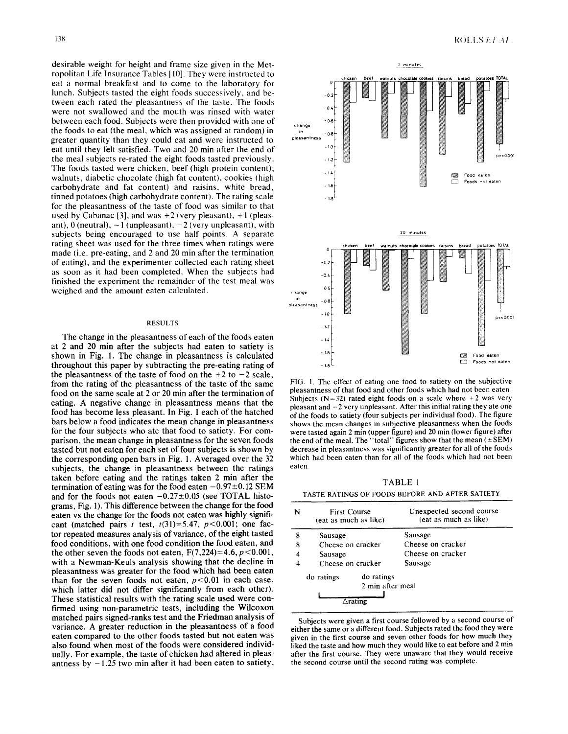desirable weight for height and frame size given in the Metropolitan Life Insurance Tables [10]. They were instructed to eat a normal breakfast and to come to the laboratory for lunch. Subjects tasted the eight foods successively, and between each rated the pleasantness of the taste. The foods were not swallowed and the mouth was rinsed with water between each food. Subjects were then provided with one of the foods to eat (the meal, which was assigned at random) in greater quantity than they could eat and were instructed to eat until they felt satisfied. Two and 20 min after the end of the meal subjects re-rated the eight foods tasted previously. The foods tasted were chicken, beef (high protein content); walnuts, diabetic chocolate (high fat content), cookies (high carbohydrate and fat content) and raisins, white bread, tinned potatoes (high carbohydrate content). The rating scale for the pleasantness of the taste of food was similar to that used by Cabanac [3], and was +2 (very pleasant), +1 (pleasant), 0 (neutral), −1 (unpleasant), −2 (very unpleasant), with subjects being encouraged to use half points. A separate rating sheet was used for the three times when ratings were made (i.e. pre-eating, and 2 and 20 min after the termination of eating), and the experimenter collected each rating sheet as soon as it had been completed. When the subjects had finished the experiment the remainder of the test meal was weighed and the amount eaten calculated.

## RESULTS

The change in the pleasantness of each of the foods eaten at 2 and 20 min after the subjects had eaten to satiety is shown in Fig. 1. The change in pleasantness is calculated throughout this paper by subtracting the pre-eating rating of the pleasantness of the taste of food on the +2 to −2 scale, from the rating of the pleasantness of the taste of the same food on the same scale at 2 or 20 min after the termination of eating. A negative change in pleasantness means that the food has become less pleasant. In Fig. 1 each of the hatched bars below a food indicates the mean change in pleasantness for the four subjects who ate that food to satiety. For comparison, the mean change in pleasantness for the seven foods tasted but not eaten for each set of four subjects is shown by the corresponding open bars in Fig. 1. Averaged over the 32 subjects, the change in pleasantness between the ratings taken before eating and the ratings taken 2 min after the termination of eating was for the food eaten $-0.97 \pm 0.12$ SEM and for the foods not eaten $-0.27 \pm 0.05$ (see TOTAL histograms, Fig. 1). This difference between the change for the food eaten vs the change for the foods not eaten was highly significant (matched pairs $t$ test, $t(31) = 5.47$, $p < 0.001$; one factor repeated measures analysis of variance, of the eight tasted food conditions, with one food condition the food eaten, and the other seven the foods not eaten, $F(7,224) = 4.6$, $p < 0.001$, with a Newman-Keuls analysis showing that the decline in pleasantness was greater for the food which had been eaten than for the seven foods not eaten, $p < 0.01$ in each case, which latter did not differ significantly from each other). These statistical results with the rating scale used were confirmed using non-parametric tests, including the Wilcoxon matched pairs signed-ranks test and the Friedman analysis of variance. A greater reduction in the pleasantness of a food eaten compared to the other foods tasted but not eaten was also found when most of the foods were considered individually. For example, the taste of chicken had altered in pleasantness by −1.25 two min after it had been eaten to satiety,

FIG. 1. The effect of eating one food to satiety on the subjective pleasantness of that food and other foods which had not been eaten. Subjects (N=32) rated eight foods on a scale where +2 was very pleasant and −2 very unpleasant. After this initial rating they ate one of the foods to satiety (four subjects per individual food). The figure shows the mean changes in subjective pleasantness when the foods were tasted again 2 min (upper figure) and 20 min (lower figure) after the end of the meal. The "total" figures show that the mean (±SEM) decrease in pleasantness was significantly greater for all of the foods which had been eaten than for all of the foods which had not been eaten.

TABLE 1

TASTE RATINGS OF FOODS BEFORE AND AFTER SATIETY

| N | First Course (eat as much as like) | Unexpected second course (eat as much as like) |
|---|---|---|
| 8 | Sausage | Sausage |
| 8 | Cheese on cracker | Cheese on cracker |
| 4 | Sausage | Cheese on cracker |
| 4 | Cheese on cracker | Sausage |
| | do ratings | do ratings 2 min after meal |
| | Δrating | |

Subjects were given a first course followed by a second course of either the same or a different food. Subjects rated the food they were given in the first course and seven other foods for how much they liked the taste and how much they would like to eat before and 2 min after the first course. They were unaware that they would receive the second course until the second rating was complete.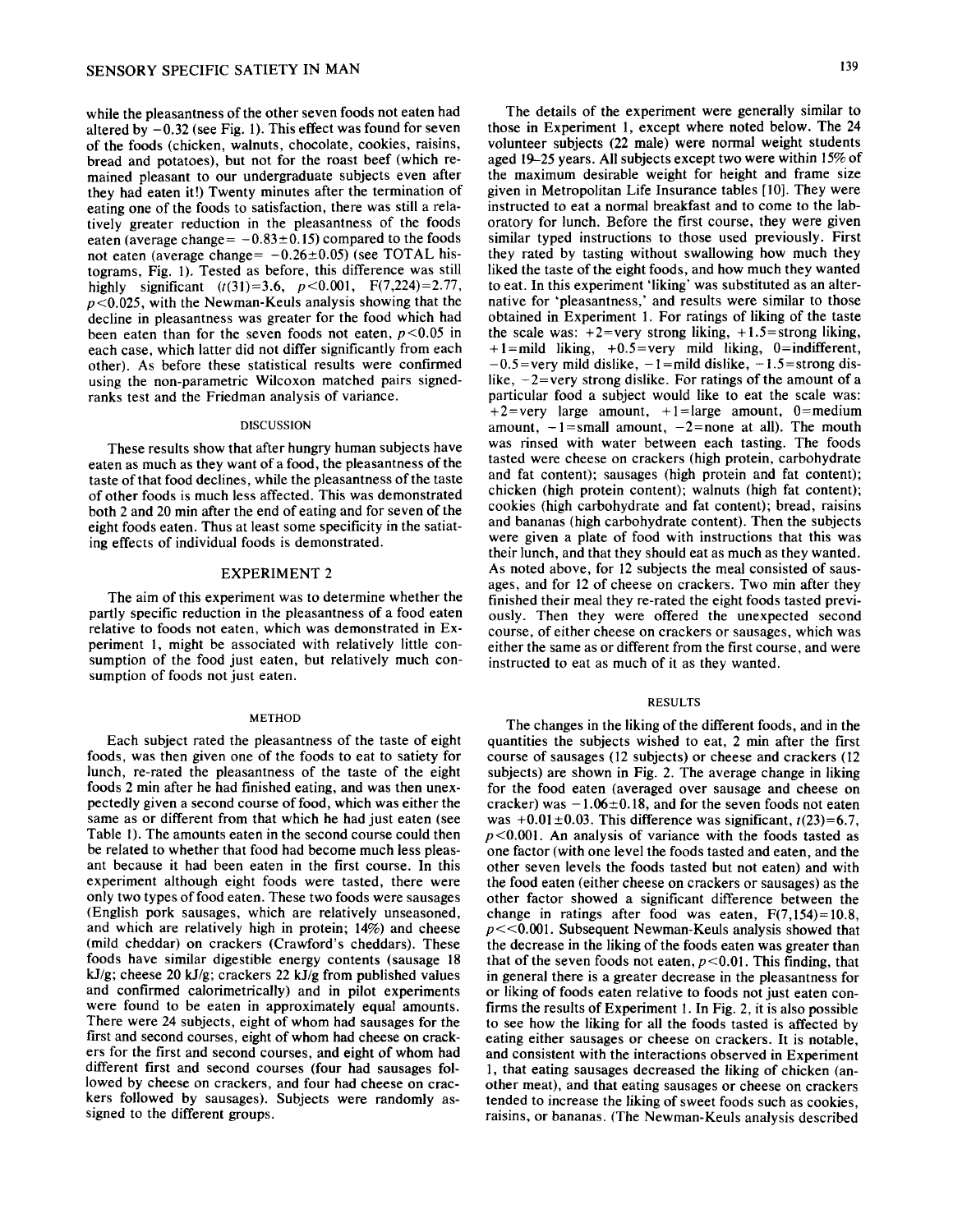while the pleasantness of the other seven foods not eaten had altered by −0.32 (see Fig. 1). This effect was found for seven of the foods (chicken, walnuts, chocolate, cookies, raisins, bread and potatoes), but not for the roast beef (which remained pleasant to our undergraduate subjects even after they had eaten it!) Twenty minutes after the termination of eating one of the foods to satisfaction, there was still a relatively greater reduction in the pleasantness of the foods eaten (average change= $-0.83 \pm 0.15$) compared to the foods not eaten (average change= $-0.26 \pm 0.05$) (see TOTAL histograms, Fig. 1). Tested as before, this difference was still highly significant ($t(31)=3.6$, $p<0.001$, $F(7,224)=2.77$, $p<0.025$, with the Newman-Keuls analysis showing that the decline in pleasantness was greater for the food which had been eaten than for the seven foods not eaten, $p<0.05$ in each case, which latter did not differ significantly from each other). As before these statistical results were confirmed using the non-parametric Wilcoxon matched pairs signed-ranks test and the Friedman analysis of variance.

## DISCUSSION

These results show that after hungry human subjects have eaten as much as they want of a food, the pleasantness of the taste of that food declines, while the pleasantness of the taste of other foods is much less affected. This was demonstrated both 2 and 20 min after the end of eating and for seven of the eight foods eaten. Thus at least some specificity in the satiating effects of individual foods is demonstrated.

# EXPERIMENT 2

The aim of this experiment was to determine whether the partly specific reduction in the pleasantness of a food eaten relative to foods not eaten, which was demonstrated in Experiment 1, might be associated with relatively little consumption of the food just eaten, but relatively much consumption of foods not just eaten.

## METHOD

Each subject rated the pleasantness of the taste of eight foods, was then given one of the foods to eat to satiety for lunch, re-rated the pleasantness of the taste of the eight foods 2 min after he had finished eating, and was then unexpectedly given a second course of food, which was either the same as or different from that which he had just eaten (see Table 1). The amounts eaten in the second course could then be related to whether that food had become much less pleasant because it had been eaten in the first course. In this experiment although eight foods were tasted, there were only two types of food eaten. These two foods were sausages (English pork sausages, which are relatively unseasoned, and which are relatively high in protein; 14%) and cheese (mild cheddar) on crackers (Crawford's cheddars). These foods have similar digestible energy contents (sausage 18 kJ/g; cheese 20 kJ/g; crackers 22 kJ/g from published values and confirmed calorimetrically) and in pilot experiments were found to be eaten in approximately equal amounts. There were 24 subjects, eight of whom had sausages for the first and second courses, eight of whom had cheese on crackers for the first and second courses, and eight of whom had different first and second courses (four had sausages followed by cheese on crackers, and four had cheese on crackers followed by sausages). Subjects were randomly assigned to the different groups.

The details of the experiment were generally similar to those in Experiment 1, except where noted below. The 24 volunteer subjects (22 male) were normal weight students aged 19–25 years. All subjects except two were within 15% of the maximum desirable weight for height and frame size given in Metropolitan Life Insurance tables [10]. They were instructed to eat a normal breakfast and to come to the laboratory for lunch. Before the first course, they were given similar typed instructions to those used previously. First they rated by tasting without swallowing how much they liked the taste of the eight foods, and how much they wanted to eat. In this experiment 'liking' was substituted as an alternative for 'pleasantness,' and results were similar to those obtained in Experiment 1. For ratings of liking of the taste the scale was: +2=very strong liking, +1.5=strong liking, +1=mild liking, +0.5=very mild liking, 0=indifferent, −0.5=very mild dislike, −1=mild dislike, −1.5=strong dislike, −2=very strong dislike. For ratings of the amount of a particular food a subject would like to eat the scale was: +2=very large amount, +1=large amount, 0=medium amount, −1=small amount, −2=none at all). The mouth was rinsed with water between each tasting. The foods tasted were cheese on crackers (high protein, carbohydrate and fat content); sausages (high protein and fat content); chicken (high protein content); walnuts (high fat content); cookies (high carbohydrate and fat content); bread, raisins and bananas (high carbohydrate content). Then the subjects were given a plate of food with instructions that this was their lunch, and that they should eat as much as they wanted. As noted above, for 12 subjects the meal consisted of sausages, and for 12 of cheese on crackers. Two min after they finished their meal they re-rated the eight foods tasted previously. Then they were offered the unexpected second course, of either cheese on crackers or sausages, which was either the same as or different from the first course, and were instructed to eat as much of it as they wanted.

## RESULTS

The changes in the liking of the different foods, and in the quantities the subjects wished to eat, 2 min after the first course of sausages (12 subjects) or cheese and crackers (12 subjects) are shown in Fig. 2. The average change in liking for the food eaten (averaged over sausage and cheese on cracker) was $-1.06 \pm 0.18$, and for the seven foods not eaten was $+0.01 \pm 0.03$. This difference was significant, $t(23)=6.7$, $p<0.001$. An analysis of variance with the foods tasted as one factor (with one level the foods tasted and eaten, and the other seven levels the foods tasted but not eaten) and with the food eaten (either cheese on crackers or sausages) as the other factor showed a significant difference between the change in ratings after food was eaten, $F(7,154)=10.8$, $p<<0.001$. Subsequent Newman-Keuls analysis showed that the decrease in the liking of the foods eaten was greater than that of the seven foods not eaten, $p<0.01$. This finding, that in general there is a greater decrease in the pleasantness for or liking of foods eaten relative to foods not just eaten confirms the results of Experiment 1. In Fig. 2, it is also possible to see how the liking for all the foods tasted is affected by eating either sausages or cheese on crackers. It is notable, and consistent with the interactions observed in Experiment 1, that eating sausages decreased the liking of chicken (another meat), and that eating sausages or cheese on crackers tended to increase the liking of sweet foods such as cookies, raisins, or bananas. (The Newman-Keuls analysis described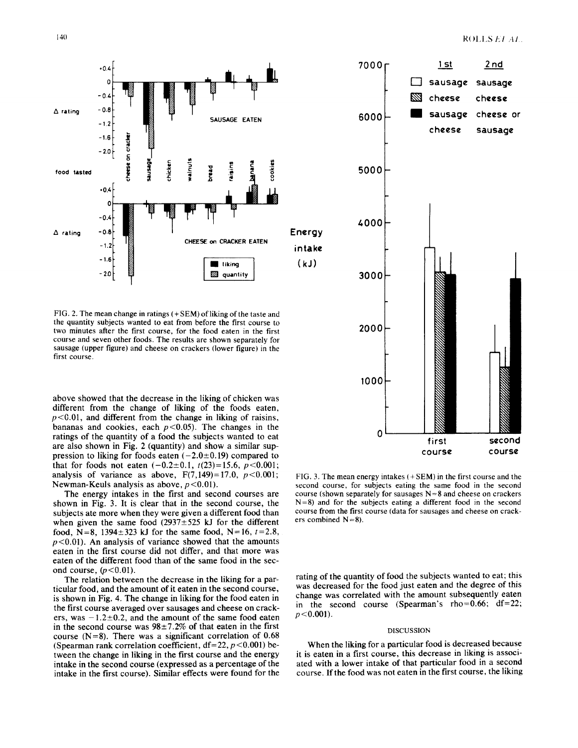FIG. 2. The mean change in ratings (+SEM) of liking of the taste and the quantity subjects wanted to eat from before the first course to two minutes after the first course, for the food eaten in the first course and seven other foods. The results are shown separately for sausage (upper figure) and cheese on crackers (lower figure) in the first course.

FIG. 3. The mean energy intakes (+SEM) in the first course and the second course, for subjects eating the same food in the second course (shown separately for sausages N=8 and cheese on crackers N=8) and for the subjects eating a different food in the second course from the first course (data for sausages and cheese on crackers combined N=8).

above showed that the decrease in the liking of chicken was different from the change of liking of the foods eaten, $p<0.01$, and different from the change in liking of raisins, bananas and cookies, each $p<0.05$). The changes in the ratings of the quantity of a food the subjects wanted to eat are also shown in Fig. 2 (quantity) and show a similar suppression to liking for foods eaten ($-2.0\pm0.19$) compared to that for foods not eaten ($-0.2\pm0.1$, $t(23)=15.6$, $p<0.001$; analysis of variance as above, $F(7,149)=17.0$, $p<0.001$; Newman-Keuls analysis as above, $p<0.01$).

The energy intakes in the first and second courses are shown in Fig. 3. It is clear that in the second course, the subjects ate more when they were given a different food than when given the same food (2937±525 kJ for the different food, N=8, 1394±323 kJ for the same food, N=16, $t=2.8$, $p<0.01$). An analysis of variance showed that the amounts eaten in the first course did not differ, and that more was eaten of the different food than of the same food in the second course, ($p<0.01$).

The relation between the decrease in the liking for a particular food, and the amount of it eaten in the second course, is shown in Fig. 4. The change in liking for the food eaten in the first course averaged over sausages and cheese on crackers, was $-1.2\pm0.2$, and the amount of the same food eaten in the second course was 98±7.2% of that eaten in the first course (N=8). There was a significant correlation of 0.68 (Spearman rank correlation coefficient, df=22, $p<0.001$) between the change in liking in the first course and the energy intake in the second course (expressed as a percentage of the intake in the first course). Similar effects were found for the rating of the quantity of food the subjects wanted to eat; this was decreased for the food just eaten and the degree of this change was correlated with the amount subsequently eaten in the second course (Spearman's rho=0.66; df=22; $p<0.001$).

## DISCUSSION

When the liking for a particular food is decreased because it is eaten in a first course, this decrease in liking is associated with a lower intake of that particular food in a second course. If the food was not eaten in the first course, the liking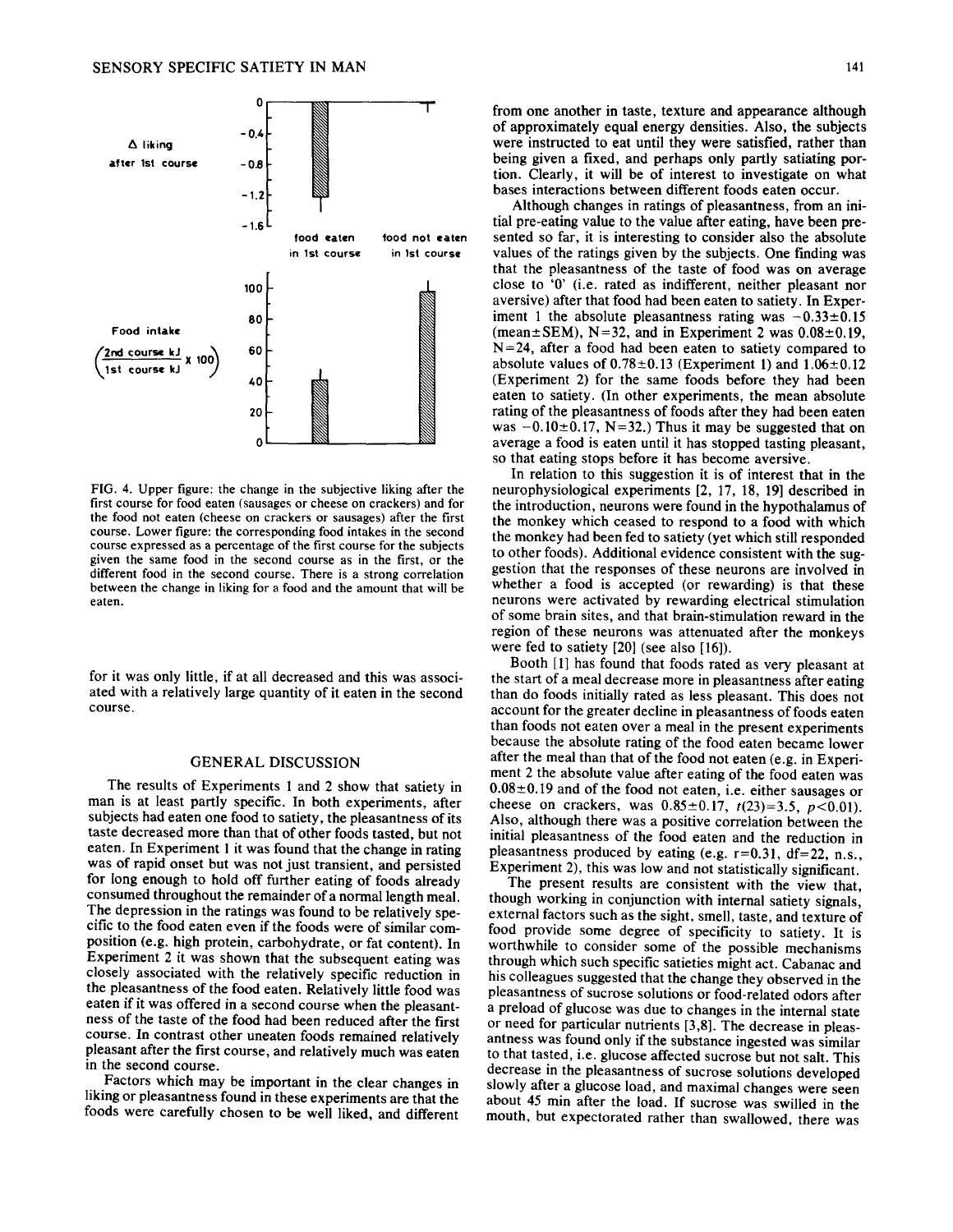FIG. 4. Upper figure: the change in the subjective liking after the first course for food eaten (sausages or cheese on crackers) and for the food not eaten (cheese on crackers or sausages) after the first course. Lower figure: the corresponding food intakes in the second course expressed as a percentage of the first course for the subjects given the same food in the second course as in the first, or the different food in the second course. There is a strong correlation between the change in liking for a food and the amount that will be eaten.

for it was only little, if at all decreased and this was associated with a relatively large quantity of it eaten in the second course.

## GENERAL DISCUSSION

The results of Experiments 1 and 2 show that satiety in man is at least partly specific. In both experiments, after subjects had eaten one food to satiety, the pleasantness of its taste decreased more than that of other foods tasted, but not eaten. In Experiment 1 it was found that the change in rating was of rapid onset but was not just transient, and persisted for long enough to hold off further eating of foods already consumed throughout the remainder of a normal length meal. The depression in the ratings was found to be relatively specific to the food eaten even if the foods were of similar composition (e.g. high protein, carbohydrate, or fat content). In Experiment 2 it was shown that the subsequent eating was closely associated with the relatively specific reduction in the pleasantness of the food eaten. Relatively little food was eaten if it was offered in a second course when the pleasantness of the taste of the food had been reduced after the first course. In contrast other uneaten foods remained relatively pleasant after the first course, and relatively much was eaten in the second course.

Factors which may be important in the clear changes in liking or pleasantness found in these experiments are that the foods were carefully chosen to be well liked, and different from one another in taste, texture and appearance although of approximately equal energy densities. Also, the subjects were instructed to eat until they were satisfied, rather than being given a fixed, and perhaps only partly satiating portion. Clearly, it will be of interest to investigate on what bases interactions between different foods eaten occur.

Although changes in ratings of pleasantness, from an initial pre-eating value to the value after eating, have been presented so far, it is interesting to consider also the absolute values of the ratings given by the subjects. One finding was that the pleasantness of the taste of food was on average close to '0' (i.e. rated as indifferent, neither pleasant nor aversive) after that food had been eaten to satiety. In Experiment 1 the absolute pleasantness rating was $-0.33\pm0.15$ (mean±SEM), N=32, and in Experiment 2 was $0.08\pm0.19$, N=24, after a food had been eaten to satiety compared to absolute values of $0.78\pm0.13$ (Experiment 1) and $1.06\pm0.12$ (Experiment 2) for the same foods before they had been eaten to satiety. (In other experiments, the mean absolute rating of the pleasantness of foods after they had been eaten was $-0.10\pm0.17$, N=32.) Thus it may be suggested that on average a food is eaten until it has stopped tasting pleasant, so that eating stops before it has become aversive.

In relation to this suggestion it is of interest that in the neurophysiological experiments [2, 17, 18, 19] described in the introduction, neurons were found in the hypothalamus of the monkey which ceased to respond to a food with which the monkey had been fed to satiety (yet which still responded to other foods). Additional evidence consistent with the suggestion that the responses of these neurons are involved in whether a food is accepted (or rewarding) is that these neurons were activated by rewarding electrical stimulation of some brain sites, and that brain-stimulation reward in the region of these neurons was attenuated after the monkeys were fed to satiety [20] (see also [16]).

Booth [1] has found that foods rated as very pleasant at the start of a meal decrease more in pleasantness after eating than do foods initially rated as less pleasant. This does not account for the greater decline in pleasantness of foods eaten than foods not eaten over a meal in the present experiments because the absolute rating of the food eaten became lower after the meal than that of the food not eaten (e.g. in Experiment 2 the absolute value after eating of the food eaten was $0.08\pm0.19$ and of the food not eaten, i.e. either sausages or cheese on crackers, was $0.85\pm0.17$, $t(23)=3.5$, $p<0.01$). Also, although there was a positive correlation between the initial pleasantness of the food eaten and the reduction in pleasantness produced by eating (e.g. $r=0.31$, df=22, n.s., Experiment 2), this was low and not statistically significant.

The present results are consistent with the view that, though working in conjunction with internal satiety signals, external factors such as the sight, smell, taste, and texture of food provide some degree of specificity to satiety. It is worthwhile to consider some of the possible mechanisms through which such specific satieties might act. Cabanac and his colleagues suggested that the change they observed in the pleasantness of sucrose solutions or food-related odors after a preload of glucose was due to changes in the internal state or need for particular nutrients [3,8]. The decrease in pleasantness was found only if the substance ingested was similar to that tasted, i.e. glucose affected sucrose but not salt. This decrease in the pleasantness of sucrose solutions developed slowly after a glucose load, and maximal changes were seen about 45 min after the load. If sucrose was swilled in the mouth, but expectorated rather than swallowed, there was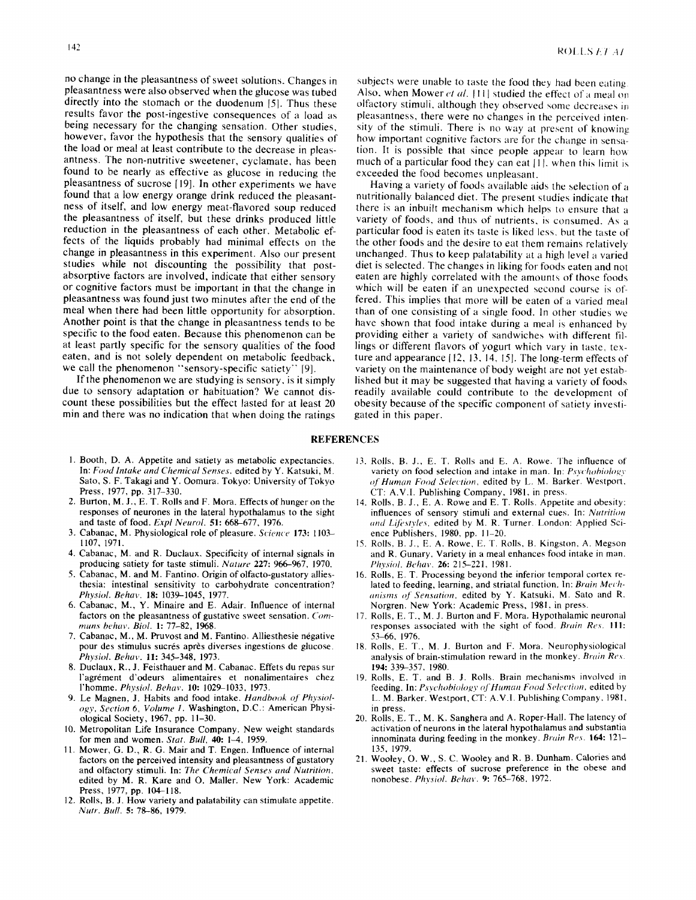no change in the pleasantness of sweet solutions. Changes in pleasantness were also observed when the glucose was tubed directly into the stomach or the duodenum [5]. Thus these results favor the post-ingestive consequences of a load as being necessary for the changing sensation. Other studies, however, favor the hypothesis that the sensory qualities of the load or meal at least contribute to the decrease in pleasantness. The non-nutritive sweetener, cyclamate, has been found to be nearly as effective as glucose in reducing the pleasantness of sucrose [19]. In other experiments we have found that a low energy orange drink reduced the pleasantness of itself, and low energy meat-flavored soup reduced the pleasantness of itself, but these drinks produced little reduction in the pleasantness of each other. Metabolic effects of the liquids probably had minimal effects on the change in pleasantness in this experiment. Also our present studies while not discounting the possibility that post-absorptive factors are involved, indicate that either sensory or cognitive factors must be important in that the change in pleasantness was found just two minutes after the end of the meal when there had been little opportunity for absorption. Another point is that the change in pleasantness tends to be specific to the food eaten. Because this phenomenon can be at least partly specific for the sensory qualities of the food eaten, and is not solely dependent on metabolic feedback, we call the phenomenon "sensory-specific satiety" [9].

If the phenomenon we are studying is sensory, is it simply due to sensory adaptation or habituation? We cannot discount these possibilities but the effect lasted for at least 20 min and there was no indication that when doing the ratings subjects were unable to taste the food they had been eating. Also, when Mower *et al.* [11] studied the effect of a meal on olfactory stimuli, although they observed some decreases in pleasantness, there were no changes in the perceived intensity of the stimuli. There is no way at present of knowing how important cognitive factors are for the change in sensation. It is possible that since people appear to learn how much of a particular food they can eat [1], when this limit is exceeded the food becomes unpleasant.

Having a variety of foods available aids the selection of a nutritionally balanced diet. The present studies indicate that there is an inbuilt mechanism which helps to ensure that a variety of foods, and thus of nutrients, is consumed. As a particular food is eaten its taste is liked less, but the taste of the other foods and the desire to eat them remains relatively unchanged. Thus to keep palatability at a high level a varied diet is selected. The changes in liking for foods eaten and not eaten are highly correlated with the amounts of those foods which will be eaten if an unexpected second course is offered. This implies that more will be eaten of a varied meal than of one consisting of a single food. In other studies we have shown that food intake during a meal is enhanced by providing either a variety of sandwiches with different fillings or different flavors of yogurt which vary in taste, texture and appearance [12, 13, 14, 15]. The long-term effects of variety on the maintenance of body weight are not yet established but it may be suggested that having a variety of foods readily available could contribute to the development of obesity because of the specific component of satiety investigated in this paper.

## REFERENCES

1. Booth, D. A. Appetite and satiety as metabolic expectancies. In: *Food Intake and Chemical Senses*, edited by Y. Katsuki, M. Sato, S. F. Takagi and Y. Oomura. Tokyo: University of Tokyo Press, 1977, pp. 317–330.
2. Burton, M. J., E. T. Rolls and F. Mora. Effects of hunger on the responses of neurones in the lateral hypothalamus to the sight and taste of food. *Expl Neurol.* **51:** 668–677, 1976.
3. Cabanac, M. Physiological role of pleasure. *Science* **173:** 1103–1107, 1971.
4. Cabanac, M. and R. Duclaux. Specificity of internal signals in producing satiety for taste stimuli. *Nature* **227:** 966–967, 1970.
5. Cabanac, M. and M. Fantino. Origin of olfacto-gustatory alliesthesia: intestinal sensitivity to carbohydrate concentration? *Physiol. Behav.* **18:** 1039–1045, 1977.
6. Cabanac, M., Y. Minaire and E. Adair. Influence of internal factors on the pleasantness of gustative sweet sensation. *Communs behav. Biol.* **1:** 77–82, 1968.
7. Cabanac, M., M. Pruvost and M. Fantino. Alliesthesie négative pour des stimulus sucrés après diverses ingestions de glucose. *Physiol. Behav.* **11:** 345–348, 1973.
8. Duclaux, R., J. Feisthauer and M. Cabanac. Effets du repas sur l'agrément d'odeurs alimentaires et nonalimentaires chez l'homme. *Physiol. Behav.* **10:** 1029–1033, 1973.
9. Le Magnen, J. Habits and food intake. *Handbook of Physiology, Section 6, Volume 1.* Washington, D.C.: American Physiological Society, 1967, pp. 11–30.
10. Metropolitan Life Insurance Company. New weight standards for men and women. *Stat. Bull.* **40:** 1–4, 1959.
11. Mower, G. D., R. G. Mair and T. Engen. Influence of internal factors on the perceived intensity and pleasantness of gustatory and olfactory stimuli. In: *The Chemical Senses and Nutrition*, edited by M. R. Kare and O. Maller. New York: Academic Press, 1977, pp. 104–118.
12. Rolls, B. J. How variety and palatability can stimulate appetite. *Nutr. Bull.* **5:** 78–86, 1979.
13. Rolls, B. J., E. T. Rolls and E. A. Rowe. The influence of variety on food selection and intake in man. In: *Psychobiology of Human Food Selection*, edited by L. M. Barker. Westport, CT: A.V.I. Publishing Company, 1981, in press.
14. Rolls, B. J., E. A. Rowe and E. T. Rolls. Appetite and obesity: influences of sensory stimuli and external cues. In: *Nutrition and Lifestyles*, edited by M. R. Turner. London: Applied Science Publishers, 1980, pp. 11–20.
15. Rolls, B. J., E. A. Rowe, E. T. Rolls, B. Kingston, A. Megson and R. Gunary. Variety in a meal enhances food intake in man. *Physiol. Behav.* **26:** 215–221, 1981.
16. Rolls, E. T. Processing beyond the inferior temporal cortex related to feeding, learning, and striatal function. In: *Brain Mechanisms of Sensation*, edited by Y. Katsuki, M. Sato and R. Norgren. New York: Academic Press, 1981, in press.
17. Rolls, E. T., M. J. Burton and F. Mora. Hypothalamic neuronal responses associated with the sight of food. *Brain Res.* **111:** 53–66, 1976.
18. Rolls, E. T., M. J. Burton and F. Mora. Neurophysiological analysis of brain-stimulation reward in the monkey. *Brain Res.* **194:** 339–357, 1980.
19. Rolls, E. T. and B. J. Rolls. Brain mechanisms involved in feeding. In: *Psychobiology of Human Food Selection*, edited by L. M. Barker. Westport, CT: A.V.I. Publishing Company, 1981, in press.
20. Rolls, E. T., M. K. Sanghera and A. Roper-Hall. The latency of activation of neurons in the lateral hypothalamus and substantia innominata during feeding in the monkey. *Brain Res.* **164:** 121–135, 1979.
21. Wooley, O. W., S. C. Wooley and R. B. Dunham. Calories and sweet taste: effects of sucrose preference in the obese and nonobese. *Physiol. Behav.* **9:** 765–768, 1972.